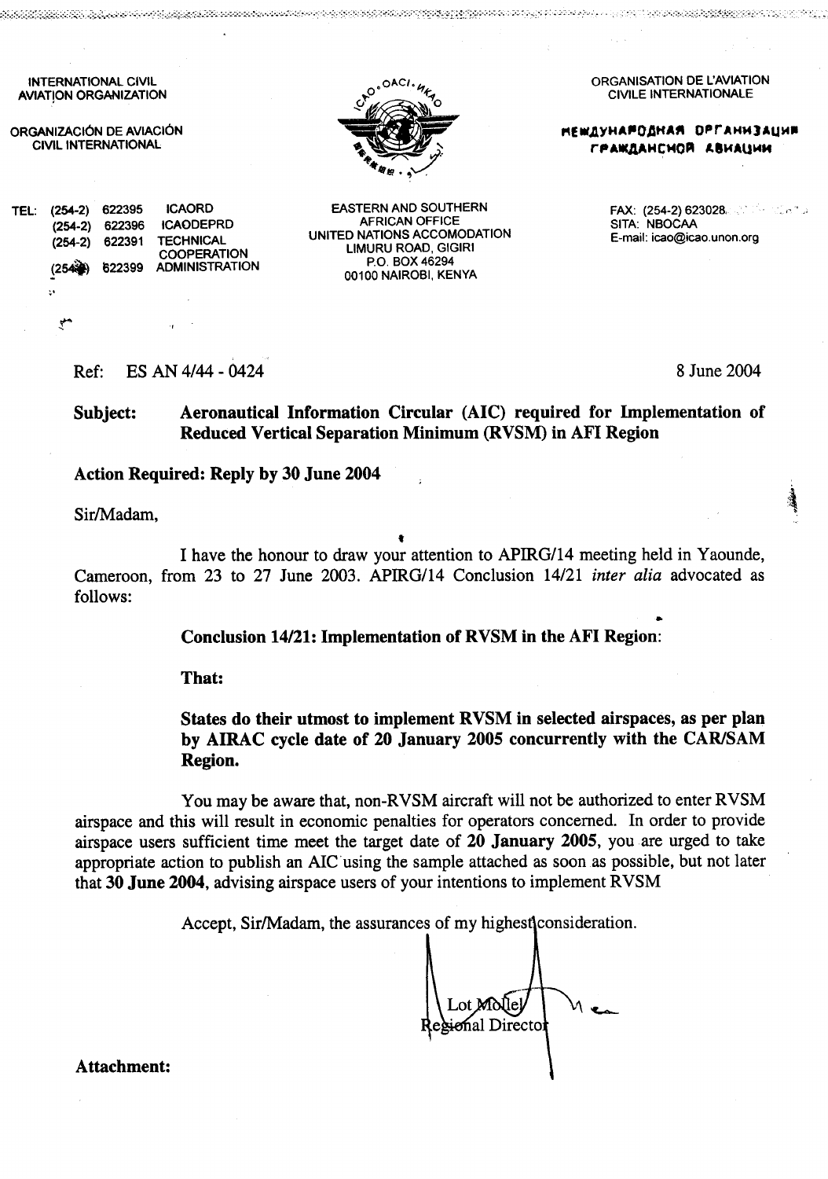INTERNATIONAL CIVIL AVIATION ORGANIZATION

ORGANIZACIÓN DE AVIACIÓN CIVIL INTERNATIONAL

ORGANISATION DE L'AVIATION CIVILE INTERNATIONALE

МЕЖДУНАРОДНАЯ ОРГАНИЗАЦИЯ ГРАЖДАНСКОЙ АВИАЦИИ

TEL: (254-2) 622395 ICAORD
(254-2) 622396 ICAODEPRD
(254-2) 622391 TECHNICAL COOPERATION
(254-2) 622399 ADMINISTRATION

EASTERN AND SOUTHERN AFRICAN OFFICE
UNITED NATIONS ACCOMODATION
LIMURU ROAD, GIGIRI
P.O. BOX 46294
00100 NAIROBI, KENYA

FAX: (254-2) 623028
SITA: NBOCAA
E-mail: icao@icao.unon.org

Ref: ES AN 4/44 - 0424

8 June 2004

**Subject: Aeronautical Information Circular (AIC) required for Implementation of Reduced Vertical Separation Minimum (RVSM) in AFI Region**

**Action Required: Reply by 30 June 2004**

Sir/Madam,

I have the honour to draw your attention to APIRG/14 meeting held in Yaounde, Cameroon, from 23 to 27 June 2003. APIRG/14 Conclusion 14/21 *inter alia* advocated as follows:

**Conclusion 14/21: Implementation of RVSM in the AFI Region:**

**That:**

**States do their utmost to implement RVSM in selected airspaces, as per plan by AIRAC cycle date of 20 January 2005 concurrently with the CAR/SAM Region.**

You may be aware that, non-RVSM aircraft will not be authorized to enter RVSM airspace and this will result in economic penalties for operators concerned. In order to provide airspace users sufficient time meet the target date of **20 January 2005**, you are urged to take appropriate action to publish an AIC using the sample attached as soon as possible, but not later that **30 June 2004**, advising airspace users of your intentions to implement RVSM

Accept, Sir/Madam, the assurances of my highest consideration.

Lot Mollel
Regional Director

**Attachment:**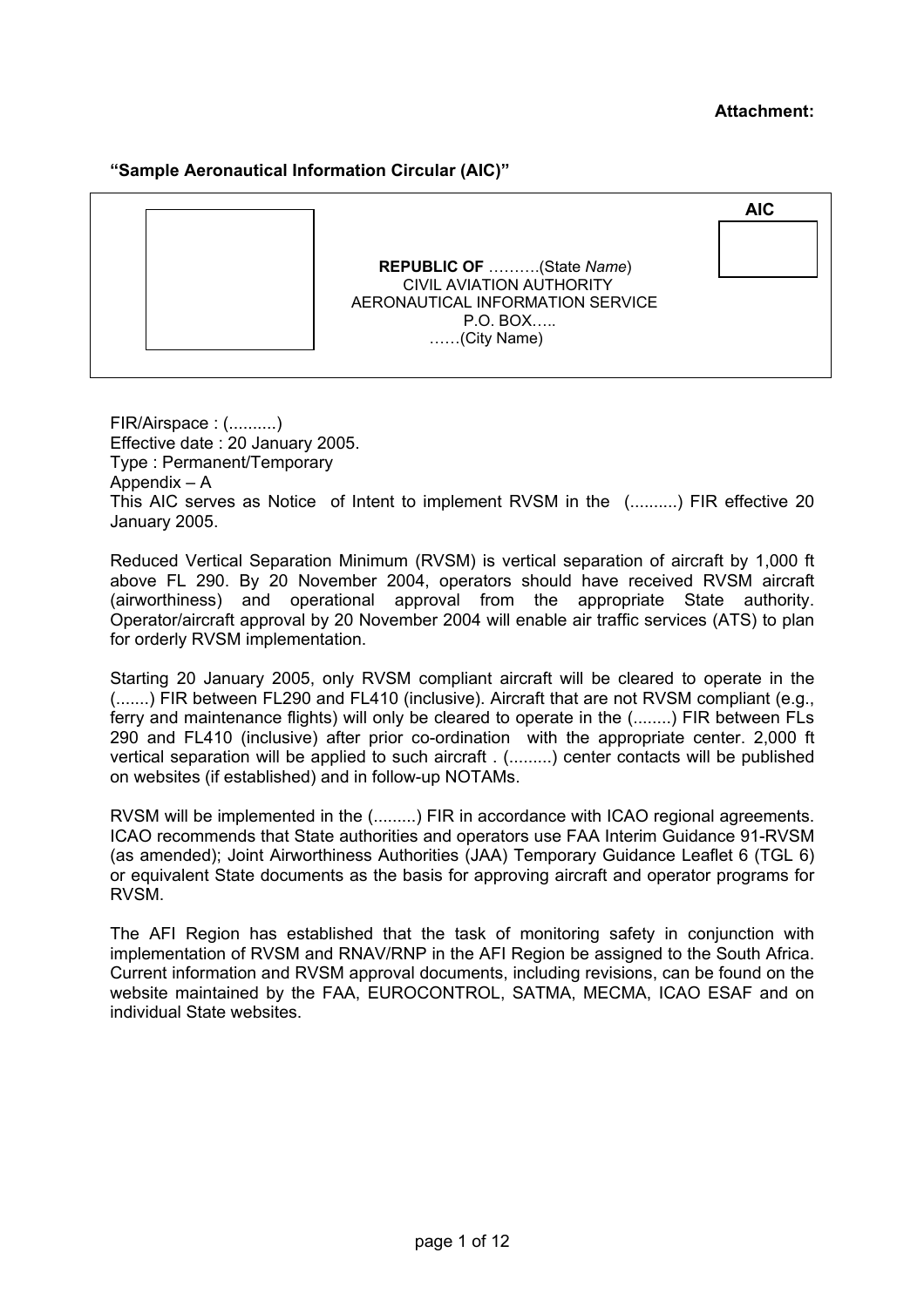**Attachment:**

**"Sample Aeronautical Information Circular (AIC)"**

| | | **AIC** |
|---|---|---|
| | **REPUBLIC OF** ……….(State *Name*)<br>CIVIL AVIATION AUTHORITY<br>AERONAUTICAL INFORMATION SERVICE<br>P.O. BOX…..<br>……(City Name) | |

FIR/Airspace : (..........)
Effective date : 20 January 2005.
Type : Permanent/Temporary
Appendix – A
This AIC serves as Notice of Intent to implement RVSM in the (..........) FIR effective 20 January 2005.

Reduced Vertical Separation Minimum (RVSM) is vertical separation of aircraft by 1,000 ft above FL 290. By 20 November 2004, operators should have received RVSM aircraft (airworthiness) and operational approval from the appropriate State authority. Operator/aircraft approval by 20 November 2004 will enable air traffic services (ATS) to plan for orderly RVSM implementation.

Starting 20 January 2005, only RVSM compliant aircraft will be cleared to operate in the (.......) FIR between FL290 and FL410 (inclusive). Aircraft that are not RVSM compliant (e.g., ferry and maintenance flights) will only be cleared to operate in the (........) FIR between FLs 290 and FL410 (inclusive) after prior co-ordination with the appropriate center. 2,000 ft vertical separation will be applied to such aircraft . (.........) center contacts will be published on websites (if established) and in follow-up NOTAMs.

RVSM will be implemented in the (.........) FIR in accordance with ICAO regional agreements. ICAO recommends that State authorities and operators use FAA Interim Guidance 91-RVSM (as amended); Joint Airworthiness Authorities (JAA) Temporary Guidance Leaflet 6 (TGL 6) or equivalent State documents as the basis for approving aircraft and operator programs for RVSM.

The AFI Region has established that the task of monitoring safety in conjunction with implementation of RVSM and RNAV/RNP in the AFI Region be assigned to the South Africa. Current information and RVSM approval documents, including revisions, can be found on the website maintained by the FAA, EUROCONTROL, SATMA, MECMA, ICAO ESAF and on individual State websites.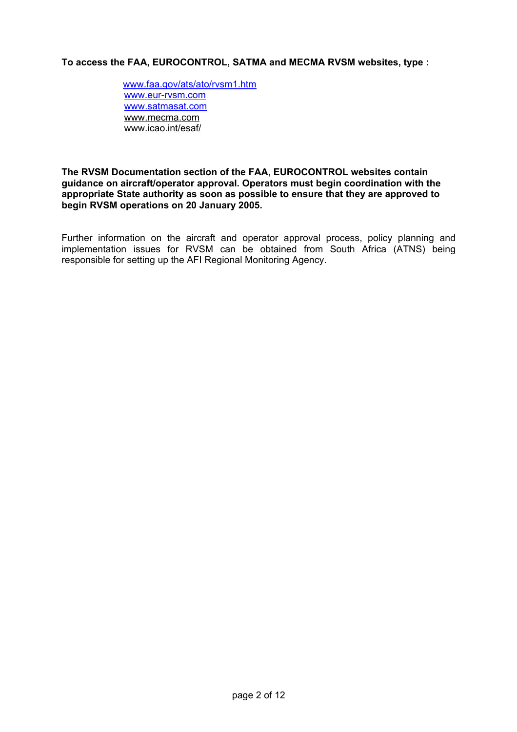**To access the FAA, EUROCONTROL, SATMA and MECMA RVSM websites, type :**

www.faa.gov/ats/ato/rvsm1.htm
www.eur-rvsm.com
www.satmasat.com
www.mecma.com
www.icao.int/esaf/

**The RVSM Documentation section of the FAA, EUROCONTROL websites contain guidance on aircraft/operator approval. Operators must begin coordination with the appropriate State authority as soon as possible to ensure that they are approved to begin RVSM operations on 20 January 2005.**

Further information on the aircraft and operator approval process, policy planning and implementation issues for RVSM can be obtained from South Africa (ATNS) being responsible for setting up the AFI Regional Monitoring Agency.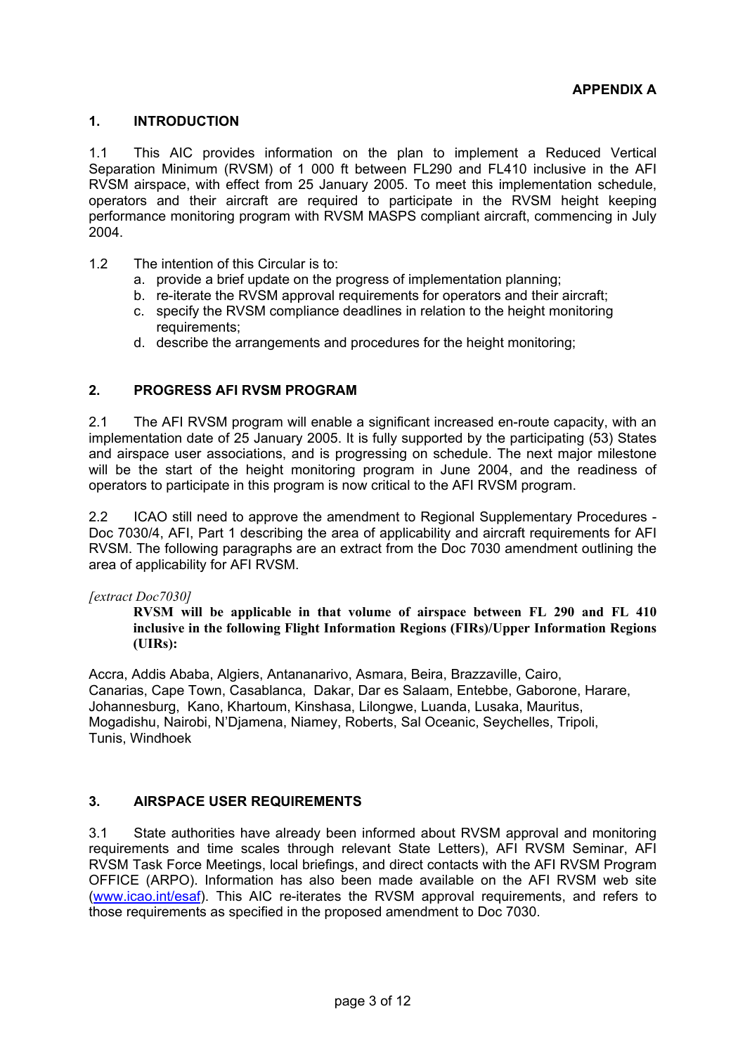**APPENDIX A**

## 1. INTRODUCTION

1.1 This AIC provides information on the plan to implement a Reduced Vertical Separation Minimum (RVSM) of 1 000 ft between FL290 and FL410 inclusive in the AFI RVSM airspace, with effect from 25 January 2005. To meet this implementation schedule, operators and their aircraft are required to participate in the RVSM height keeping performance monitoring program with RVSM MASPS compliant aircraft, commencing in July 2004.

1.2 The intention of this Circular is to:

a. provide a brief update on the progress of implementation planning;
b. re-iterate the RVSM approval requirements for operators and their aircraft;
c. specify the RVSM compliance deadlines in relation to the height monitoring requirements;
d. describe the arrangements and procedures for the height monitoring;

## 2. PROGRESS AFI RVSM PROGRAM

2.1 The AFI RVSM program will enable a significant increased en-route capacity, with an implementation date of 25 January 2005. It is fully supported by the participating (53) States and airspace user associations, and is progressing on schedule. The next major milestone will be the start of the height monitoring program in June 2004, and the readiness of operators to participate in this program is now critical to the AFI RVSM program.

2.2 ICAO still need to approve the amendment to Regional Supplementary Procedures - Doc 7030/4, AFI, Part 1 describing the area of applicability and aircraft requirements for AFI RVSM. The following paragraphs are an extract from the Doc 7030 amendment outlining the area of applicability for AFI RVSM.

*[extract Doc7030]*

**RVSM will be applicable in that volume of airspace between FL 290 and FL 410 inclusive in the following Flight Information Regions (FIRs)/Upper Information Regions (UIRs):**

Accra, Addis Ababa, Algiers, Antananarivo, Asmara, Beira, Brazzaville, Cairo, Canarias, Cape Town, Casablanca, Dakar, Dar es Salaam, Entebbe, Gaborone, Harare, Johannesburg, Kano, Khartoum, Kinshasa, Lilongwe, Luanda, Lusaka, Mauritus, Mogadishu, Nairobi, N'Djamena, Niamey, Roberts, Sal Oceanic, Seychelles, Tripoli, Tunis, Windhoek

## 3. AIRSPACE USER REQUIREMENTS

3.1 State authorities have already been informed about RVSM approval and monitoring requirements and time scales through relevant State Letters), AFI RVSM Seminar, AFI RVSM Task Force Meetings, local briefings, and direct contacts with the AFI RVSM Program OFFICE (ARPO). Information has also been made available on the AFI RVSM web site (www.icao.int/esaf). This AIC re-iterates the RVSM approval requirements, and refers to those requirements as specified in the proposed amendment to Doc 7030.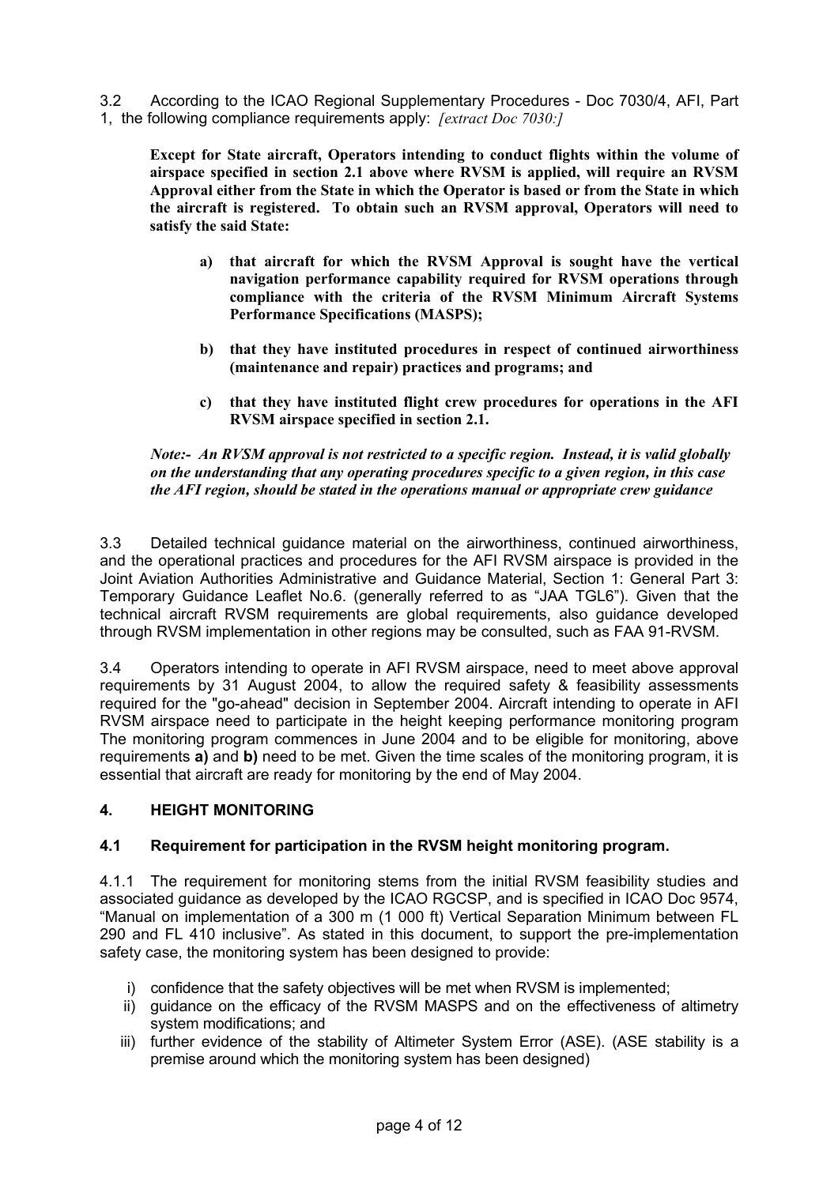3.2 According to the ICAO Regional Supplementary Procedures - Doc 7030/4, AFI, Part 1, the following compliance requirements apply: *[extract Doc 7030:]*

> **Except for State aircraft, Operators intending to conduct flights within the volume of airspace specified in section 2.1 above where RVSM is applied, will require an RVSM Approval either from the State in which the Operator is based or from the State in which the aircraft is registered. To obtain such an RVSM approval, Operators will need to satisfy the said State:**
>
> **a) that aircraft for which the RVSM Approval is sought have the vertical navigation performance capability required for RVSM operations through compliance with the criteria of the RVSM Minimum Aircraft Systems Performance Specifications (MASPS);**
>
> **b) that they have instituted procedures in respect of continued airworthiness (maintenance and repair) practices and programs; and**
>
> **c) that they have instituted flight crew procedures for operations in the AFI RVSM airspace specified in section 2.1.**
>
> ***Note:- An RVSM approval is not restricted to a specific region. Instead, it is valid globally on the understanding that any operating procedures specific to a given region, in this case the AFI region, should be stated in the operations manual or appropriate crew guidance***

3.3 Detailed technical guidance material on the airworthiness, continued airworthiness, and the operational practices and procedures for the AFI RVSM airspace is provided in the Joint Aviation Authorities Administrative and Guidance Material, Section 1: General Part 3: Temporary Guidance Leaflet No.6. (generally referred to as "JAA TGL6"). Given that the technical aircraft RVSM requirements are global requirements, also guidance developed through RVSM implementation in other regions may be consulted, such as FAA 91-RVSM.

3.4 Operators intending to operate in AFI RVSM airspace, need to meet above approval requirements by 31 August 2004, to allow the required safety & feasibility assessments required for the "go-ahead" decision in September 2004. Aircraft intending to operate in AFI RVSM airspace need to participate in the height keeping performance monitoring program The monitoring program commences in June 2004 and to be eligible for monitoring, above requirements **a)** and **b)** need to be met. Given the time scales of the monitoring program, it is essential that aircraft are ready for monitoring by the end of May 2004.

## 4. HEIGHT MONITORING

### 4.1 Requirement for participation in the RVSM height monitoring program.

4.1.1 The requirement for monitoring stems from the initial RVSM feasibility studies and associated guidance as developed by the ICAO RGCSP, and is specified in ICAO Doc 9574, "Manual on implementation of a 300 m (1 000 ft) Vertical Separation Minimum between FL 290 and FL 410 inclusive". As stated in this document, to support the pre-implementation safety case, the monitoring system has been designed to provide:

- i) confidence that the safety objectives will be met when RVSM is implemented;
- ii) guidance on the efficacy of the RVSM MASPS and on the effectiveness of altimetry system modifications; and
- iii) further evidence of the stability of Altimeter System Error (ASE). (ASE stability is a premise around which the monitoring system has been designed)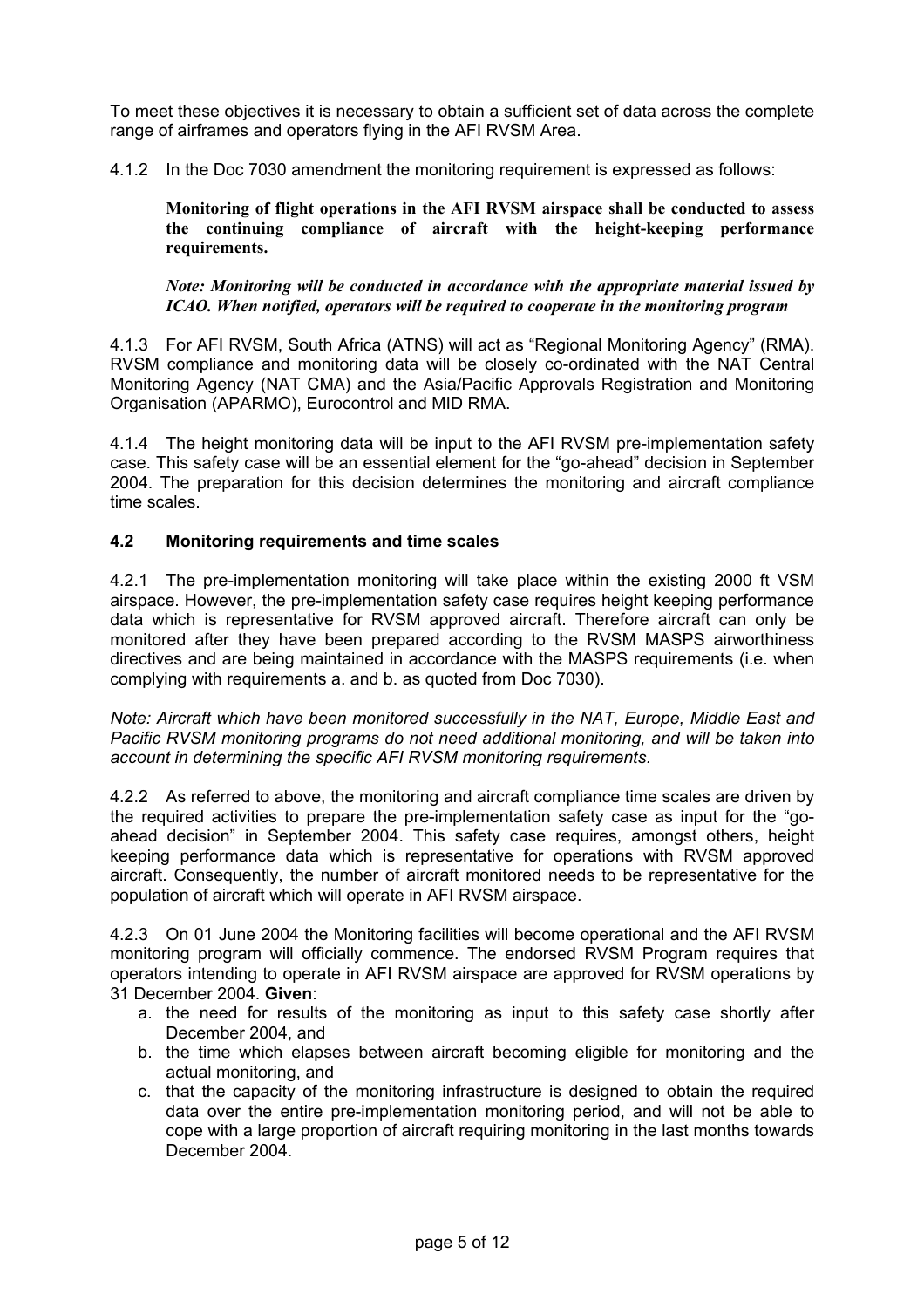To meet these objectives it is necessary to obtain a sufficient set of data across the complete range of airframes and operators flying in the AFI RVSM Area.

4.1.2 In the Doc 7030 amendment the monitoring requirement is expressed as follows:

> **Monitoring of flight operations in the AFI RVSM airspace shall be conducted to assess the continuing compliance of aircraft with the height-keeping performance requirements.**
>
> ***Note: Monitoring will be conducted in accordance with the appropriate material issued by ICAO. When notified, operators will be required to cooperate in the monitoring program***

4.1.3 For AFI RVSM, South Africa (ATNS) will act as "Regional Monitoring Agency" (RMA). RVSM compliance and monitoring data will be closely co-ordinated with the NAT Central Monitoring Agency (NAT CMA) and the Asia/Pacific Approvals Registration and Monitoring Organisation (APARMO), Eurocontrol and MID RMA.

4.1.4 The height monitoring data will be input to the AFI RVSM pre-implementation safety case. This safety case will be an essential element for the "go-ahead" decision in September 2004. The preparation for this decision determines the monitoring and aircraft compliance time scales.

### 4.2 Monitoring requirements and time scales

4.2.1 The pre-implementation monitoring will take place within the existing 2000 ft VSM airspace. However, the pre-implementation safety case requires height keeping performance data which is representative for RVSM approved aircraft. Therefore aircraft can only be monitored after they have been prepared according to the RVSM MASPS airworthiness directives and are being maintained in accordance with the MASPS requirements (i.e. when complying with requirements a. and b. as quoted from Doc 7030).

*Note: Aircraft which have been monitored successfully in the NAT, Europe, Middle East and Pacific RVSM monitoring programs do not need additional monitoring, and will be taken into account in determining the specific AFI RVSM monitoring requirements.*

4.2.2 As referred to above, the monitoring and aircraft compliance time scales are driven by the required activities to prepare the pre-implementation safety case as input for the "go-ahead decision" in September 2004. This safety case requires, amongst others, height keeping performance data which is representative for operations with RVSM approved aircraft. Consequently, the number of aircraft monitored needs to be representative for the population of aircraft which will operate in AFI RVSM airspace.

4.2.3 On 01 June 2004 the Monitoring facilities will become operational and the AFI RVSM monitoring program will officially commence. The endorsed RVSM Program requires that operators intending to operate in AFI RVSM airspace are approved for RVSM operations by 31 December 2004. **Given**:

a. the need for results of the monitoring as input to this safety case shortly after December 2004, and
b. the time which elapses between aircraft becoming eligible for monitoring and the actual monitoring, and
c. that the capacity of the monitoring infrastructure is designed to obtain the required data over the entire pre-implementation monitoring period, and will not be able to cope with a large proportion of aircraft requiring monitoring in the last months towards December 2004.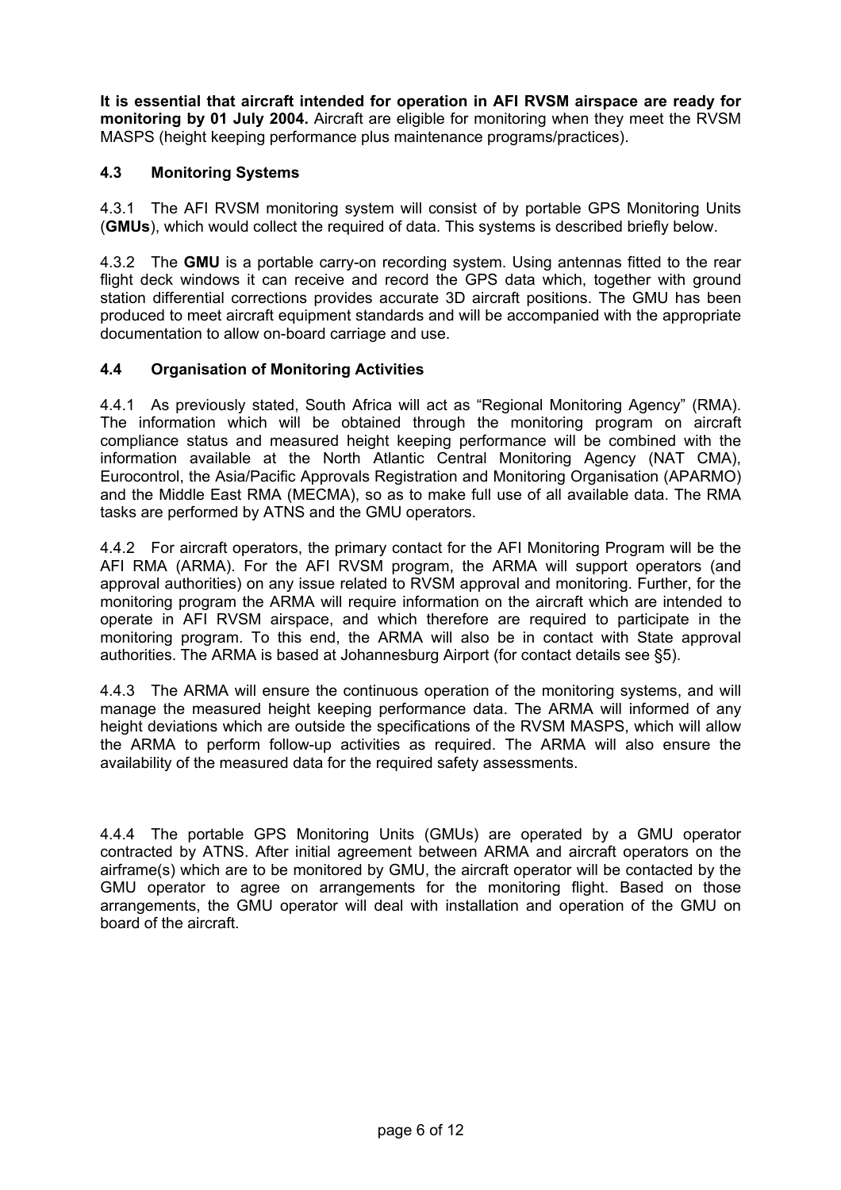**It is essential that aircraft intended for operation in AFI RVSM airspace are ready for monitoring by 01 July 2004.** Aircraft are eligible for monitoring when they meet the RVSM MASPS (height keeping performance plus maintenance programs/practices).

### 4.3 Monitoring Systems

4.3.1 The AFI RVSM monitoring system will consist of by portable GPS Monitoring Units (**GMUs**), which would collect the required of data. This systems is described briefly below.

4.3.2 The **GMU** is a portable carry-on recording system. Using antennas fitted to the rear flight deck windows it can receive and record the GPS data which, together with ground station differential corrections provides accurate 3D aircraft positions. The GMU has been produced to meet aircraft equipment standards and will be accompanied with the appropriate documentation to allow on-board carriage and use.

### 4.4 Organisation of Monitoring Activities

4.4.1 As previously stated, South Africa will act as "Regional Monitoring Agency" (RMA). The information which will be obtained through the monitoring program on aircraft compliance status and measured height keeping performance will be combined with the information available at the North Atlantic Central Monitoring Agency (NAT CMA), Eurocontrol, the Asia/Pacific Approvals Registration and Monitoring Organisation (APARMO) and the Middle East RMA (MECMA), so as to make full use of all available data. The RMA tasks are performed by ATNS and the GMU operators.

4.4.2 For aircraft operators, the primary contact for the AFI Monitoring Program will be the AFI RMA (ARMA). For the AFI RVSM program, the ARMA will support operators (and approval authorities) on any issue related to RVSM approval and monitoring. Further, for the monitoring program the ARMA will require information on the aircraft which are intended to operate in AFI RVSM airspace, and which therefore are required to participate in the monitoring program. To this end, the ARMA will also be in contact with State approval authorities. The ARMA is based at Johannesburg Airport (for contact details see §5).

4.4.3 The ARMA will ensure the continuous operation of the monitoring systems, and will manage the measured height keeping performance data. The ARMA will informed of any height deviations which are outside the specifications of the RVSM MASPS, which will allow the ARMA to perform follow-up activities as required. The ARMA will also ensure the availability of the measured data for the required safety assessments.

4.4.4 The portable GPS Monitoring Units (GMUs) are operated by a GMU operator contracted by ATNS. After initial agreement between ARMA and aircraft operators on the airframe(s) which are to be monitored by GMU, the aircraft operator will be contacted by the GMU operator to agree on arrangements for the monitoring flight. Based on those arrangements, the GMU operator will deal with installation and operation of the GMU on board of the aircraft.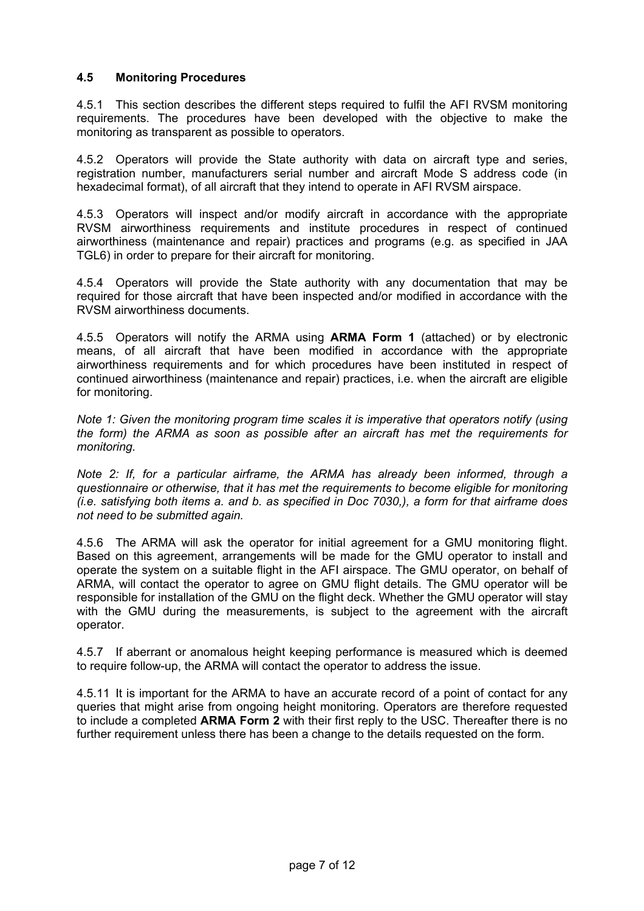### 4.5 Monitoring Procedures

4.5.1 This section describes the different steps required to fulfil the AFI RVSM monitoring requirements. The procedures have been developed with the objective to make the monitoring as transparent as possible to operators.

4.5.2 Operators will provide the State authority with data on aircraft type and series, registration number, manufacturers serial number and aircraft Mode S address code (in hexadecimal format), of all aircraft that they intend to operate in AFI RVSM airspace.

4.5.3 Operators will inspect and/or modify aircraft in accordance with the appropriate RVSM airworthiness requirements and institute procedures in respect of continued airworthiness (maintenance and repair) practices and programs (e.g. as specified in JAA TGL6) in order to prepare for their aircraft for monitoring.

4.5.4 Operators will provide the State authority with any documentation that may be required for those aircraft that have been inspected and/or modified in accordance with the RVSM airworthiness documents.

4.5.5 Operators will notify the ARMA using **ARMA Form 1** (attached) or by electronic means, of all aircraft that have been modified in accordance with the appropriate airworthiness requirements and for which procedures have been instituted in respect of continued airworthiness (maintenance and repair) practices, i.e. when the aircraft are eligible for monitoring.

*Note 1: Given the monitoring program time scales it is imperative that operators notify (using the form) the ARMA as soon as possible after an aircraft has met the requirements for monitoring.*

*Note 2: If, for a particular airframe, the ARMA has already been informed, through a questionnaire or otherwise, that it has met the requirements to become eligible for monitoring (i.e. satisfying both items a. and b. as specified in Doc 7030,), a form for that airframe does not need to be submitted again.*

4.5.6 The ARMA will ask the operator for initial agreement for a GMU monitoring flight. Based on this agreement, arrangements will be made for the GMU operator to install and operate the system on a suitable flight in the AFI airspace. The GMU operator, on behalf of ARMA, will contact the operator to agree on GMU flight details. The GMU operator will be responsible for installation of the GMU on the flight deck. Whether the GMU operator will stay with the GMU during the measurements, is subject to the agreement with the aircraft operator.

4.5.7 If aberrant or anomalous height keeping performance is measured which is deemed to require follow-up, the ARMA will contact the operator to address the issue.

4.5.11 It is important for the ARMA to have an accurate record of a point of contact for any queries that might arise from ongoing height monitoring. Operators are therefore requested to include a completed **ARMA Form 2** with their first reply to the USC. Thereafter there is no further requirement unless there has been a change to the details requested on the form.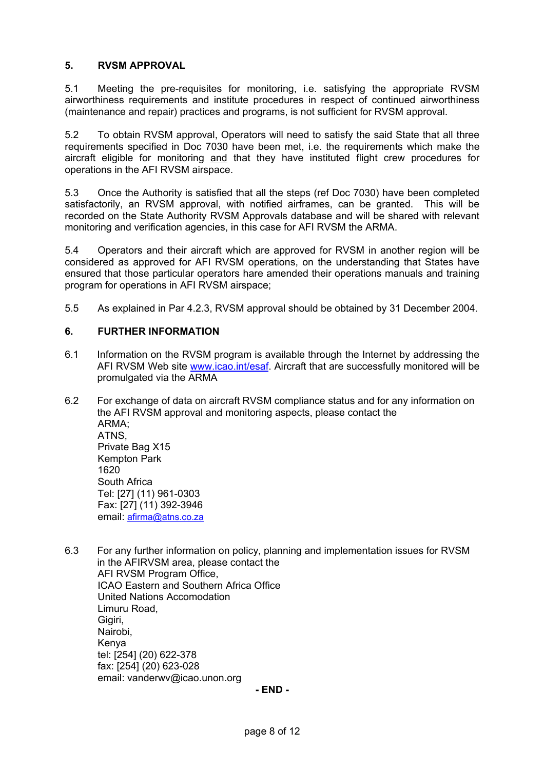## 5. RVSM APPROVAL

5.1 Meeting the pre-requisites for monitoring, i.e. satisfying the appropriate RVSM airworthiness requirements and institute procedures in respect of continued airworthiness (maintenance and repair) practices and programs, is not sufficient for RVSM approval.

5.2 To obtain RVSM approval, Operators will need to satisfy the said State that all three requirements specified in Doc 7030 have been met, i.e. the requirements which make the aircraft eligible for monitoring and that they have instituted flight crew procedures for operations in the AFI RVSM airspace.

5.3 Once the Authority is satisfied that all the steps (ref Doc 7030) have been completed satisfactorily, an RVSM approval, with notified airframes, can be granted. This will be recorded on the State Authority RVSM Approvals database and will be shared with relevant monitoring and verification agencies, in this case for AFI RVSM the ARMA.

5.4 Operators and their aircraft which are approved for RVSM in another region will be considered as approved for AFI RVSM operations, on the understanding that States have ensured that those particular operators hare amended their operations manuals and training program for operations in AFI RVSM airspace;

5.5 As explained in Par 4.2.3, RVSM approval should be obtained by 31 December 2004.

## 6. FURTHER INFORMATION

6.1 Information on the RVSM program is available through the Internet by addressing the AFI RVSM Web site www.icao.int/esaf. Aircraft that are successfully monitored will be promulgated via the ARMA

6.2 For exchange of data on aircraft RVSM compliance status and for any information on the AFI RVSM approval and monitoring aspects, please contact the
ARMA;
ATNS,
Private Bag X15
Kempton Park
1620
South Africa
Tel: [27] (11) 961-0303
Fax: [27] (11) 392-3946
email: afirma@atns.co.za

6.3 For any further information on policy, planning and implementation issues for RVSM in the AFIRVSM area, please contact the
AFI RVSM Program Office,
ICAO Eastern and Southern Africa Office
United Nations Accomodation
Limuru Road,
Gigiri,
Nairobi,
Kenya
tel: [254] (20) 622-378
fax: [254] (20) 623-028
email: vanderwv@icao.unon.org

**- END -**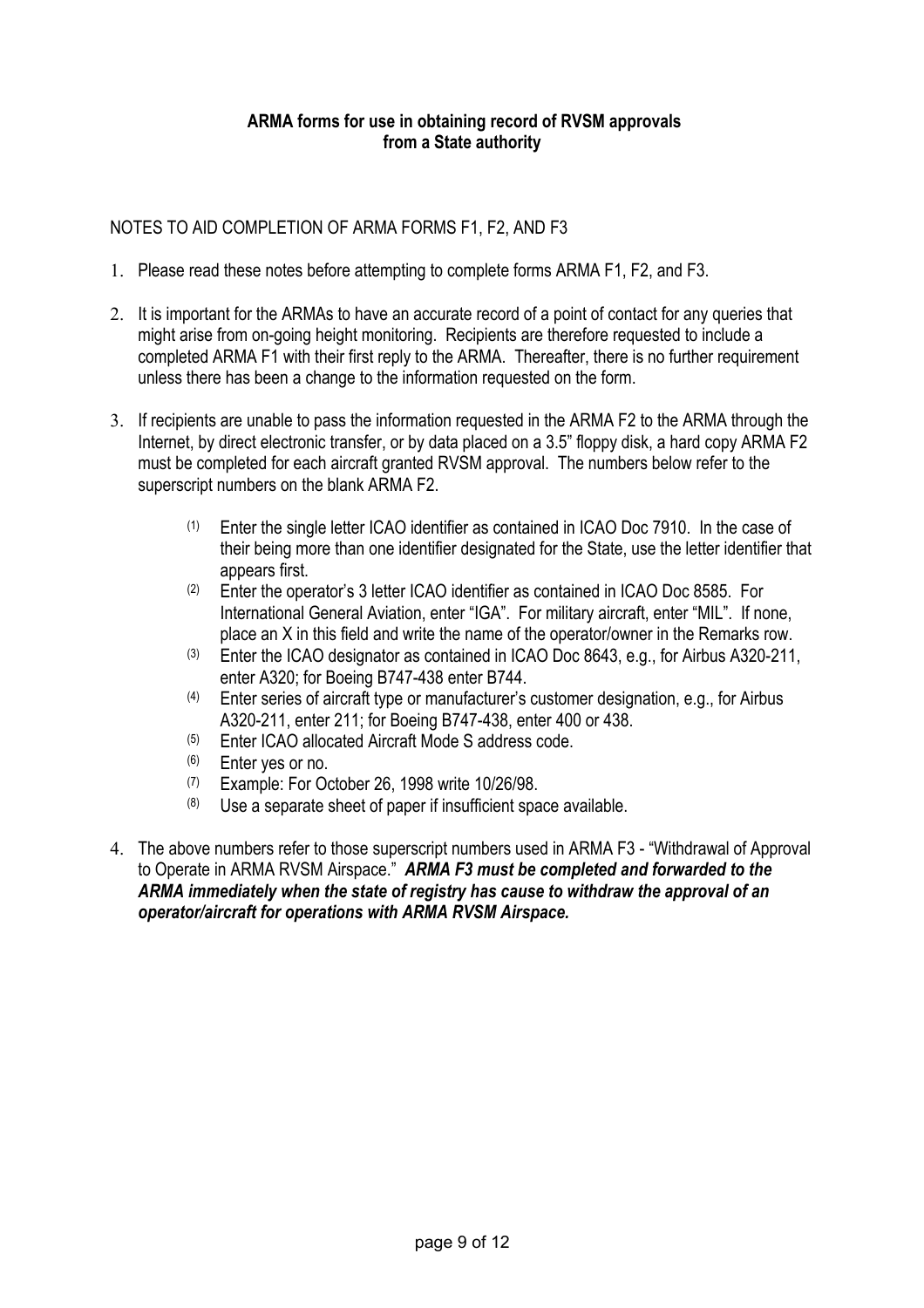**ARMA forms for use in obtaining record of RVSM approvals from a State authority**

NOTES TO AID COMPLETION OF ARMA FORMS F1, F2, AND F3

1. Please read these notes before attempting to complete forms ARMA F1, F2, and F3.

2. It is important for the ARMAs to have an accurate record of a point of contact for any queries that might arise from on-going height monitoring. Recipients are therefore requested to include a completed ARMA F1 with their first reply to the ARMA. Thereafter, there is no further requirement unless there has been a change to the information requested on the form.

3. If recipients are unable to pass the information requested in the ARMA F2 to the ARMA through the Internet, by direct electronic transfer, or by data placed on a 3.5" floppy disk, a hard copy ARMA F2 must be completed for each aircraft granted RVSM approval. The numbers below refer to the superscript numbers on the blank ARMA F2.

   (1) Enter the single letter ICAO identifier as contained in ICAO Doc 7910. In the case of their being more than one identifier designated for the State, use the letter identifier that appears first.
   (2) Enter the operator's 3 letter ICAO identifier as contained in ICAO Doc 8585. For International General Aviation, enter "IGA". For military aircraft, enter "MIL". If none, place an X in this field and write the name of the operator/owner in the Remarks row.
   (3) Enter the ICAO designator as contained in ICAO Doc 8643, e.g., for Airbus A320-211, enter A320; for Boeing B747-438 enter B744.
   (4) Enter series of aircraft type or manufacturer's customer designation, e.g., for Airbus A320-211, enter 211; for Boeing B747-438, enter 400 or 438.
   (5) Enter ICAO allocated Aircraft Mode S address code.
   (6) Enter yes or no.
   (7) Example: For October 26, 1998 write 10/26/98.
   (8) Use a separate sheet of paper if insufficient space available.

4. The above numbers refer to those superscript numbers used in ARMA F3 - "Withdrawal of Approval to Operate in ARMA RVSM Airspace." ***ARMA F3 must be completed and forwarded to the ARMA immediately when the state of registry has cause to withdraw the approval of an operator/aircraft for operations with ARMA RVSM Airspace.***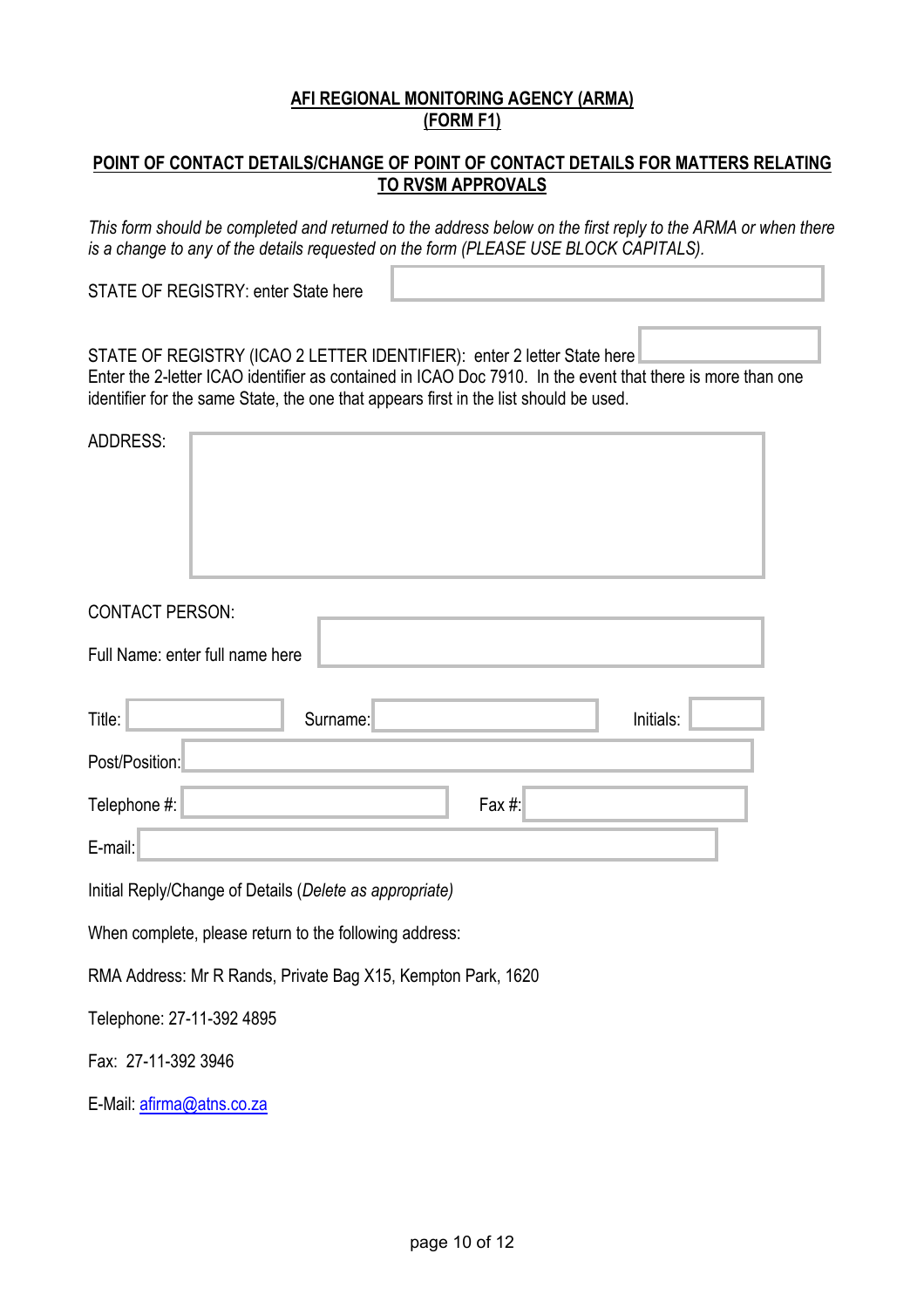**AFI REGIONAL MONITORING AGENCY (ARMA)**
**(FORM F1)**

**POINT OF CONTACT DETAILS/CHANGE OF POINT OF CONTACT DETAILS FOR MATTERS RELATING TO RVSM APPROVALS**

*This form should be completed and returned to the address below on the first reply to the ARMA or when there is a change to any of the details requested on the form (PLEASE USE BLOCK CAPITALS).*

STATE OF REGISTRY: enter State here

STATE OF REGISTRY (ICAO 2 LETTER IDENTIFIER): enter 2 letter State here
Enter the 2-letter ICAO identifier as contained in ICAO Doc 7910. In the event that there is more than one identifier for the same State, the one that appears first in the list should be used.

ADDRESS:

CONTACT PERSON:

Full Name: enter full name here

Title: Surname: Initials:

Post/Position:

Telephone #: Fax #:

E-mail:

Initial Reply/Change of Details (*Delete as appropriate)*

When complete, please return to the following address:

RMA Address: Mr R Rands, Private Bag X15, Kempton Park, 1620

Telephone: 27-11-392 4895

Fax: 27-11-392 3946

E-Mail: afirma@atns.co.za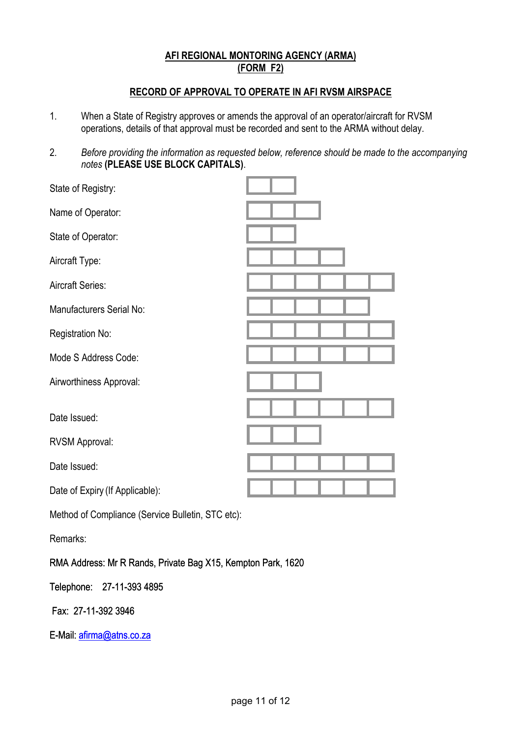**AFI REGIONAL MONTORING AGENCY (ARMA)**
**(FORM F2)**

**RECORD OF APPROVAL TO OPERATE IN AFI RVSM AIRSPACE**

1. When a State of Registry approves or amends the approval of an operator/aircraft for RVSM operations, details of that approval must be recorded and sent to the ARMA without delay.

2. *Before providing the information as requested below, reference should be made to the accompanying notes* **(PLEASE USE BLOCK CAPITALS)**.

| Field | Entry |
|---|---|
| State of Registry: | ☐☐ |
| Name of Operator: | ☐☐☐ |
| State of Operator: | ☐☐ |
| Aircraft Type: | ☐☐☐☐ |
| Aircraft Series: | ☐☐☐☐☐☐ |
| Manufacturers Serial No: | ☐☐☐☐☐ |
| Registration No: | ☐☐☐☐☐☐ |
| Mode S Address Code: | ☐☐☐☐☐☐ |
| Airworthiness Approval: | ☐☐☐ |
| Date Issued: | ☐☐☐☐☐☐ |
| RVSM Approval: | ☐☐☐ |
| Date Issued: | ☐☐☐☐☐☐ |
| Date of Expiry (If Applicable): | ☐☐☐☐☐☐ |

Method of Compliance (Service Bulletin, STC etc):

Remarks:

RMA Address: Mr R Rands, Private Bag X15, Kempton Park, 1620

Telephone: 27-11-393 4895

Fax: 27-11-392 3946

E-Mail: afirma@atns.co.za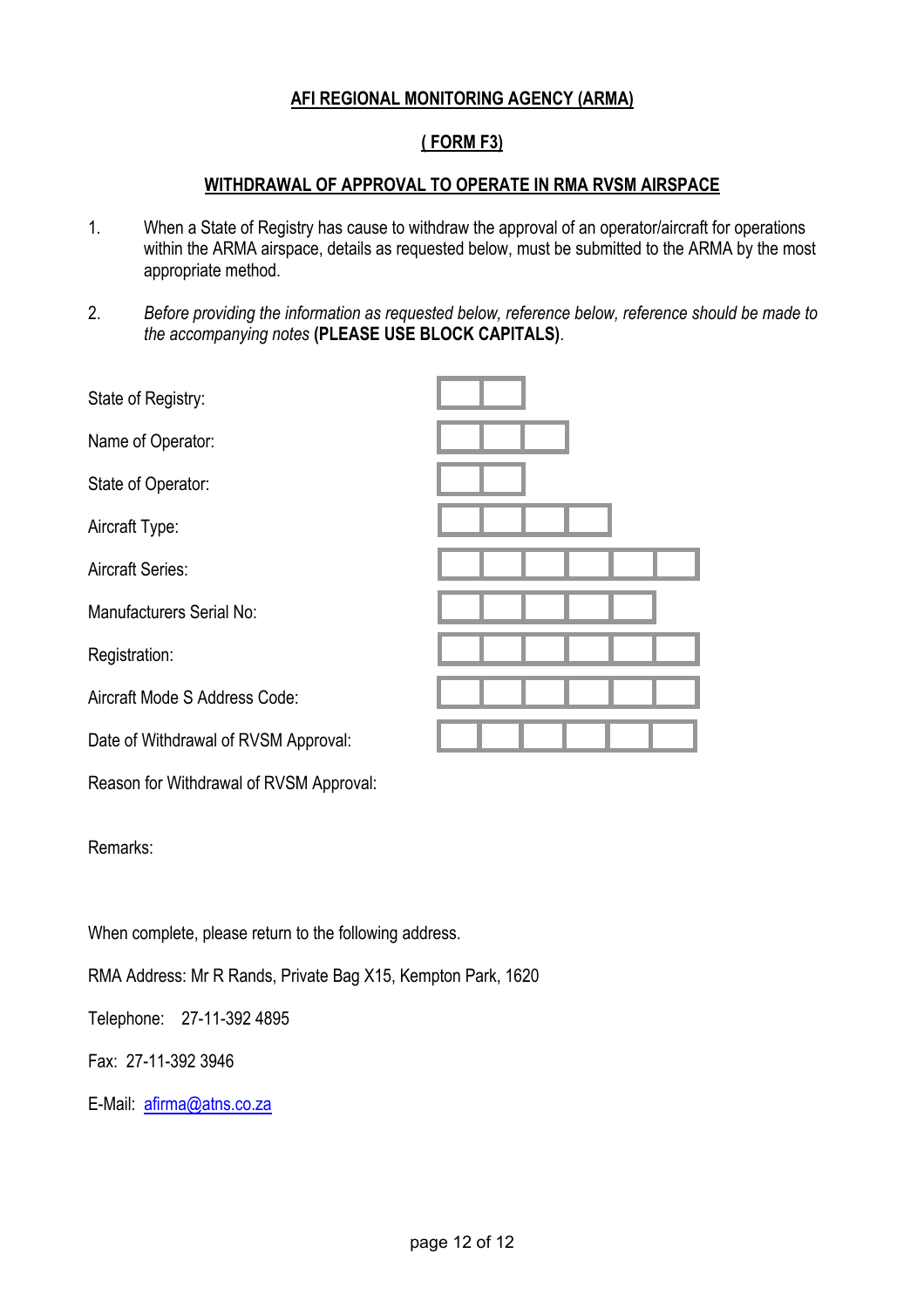**AFI REGIONAL MONITORING AGENCY (ARMA)**

**( FORM F3)**

**WITHDRAWAL OF APPROVAL TO OPERATE IN RMA RVSM AIRSPACE**

1. When a State of Registry has cause to withdraw the approval of an operator/aircraft for operations within the ARMA airspace, details as requested below, must be submitted to the ARMA by the most appropriate method.

2. *Before providing the information as requested below, reference below, reference should be made to the accompanying notes* **(PLEASE USE BLOCK CAPITALS)**.

| | | | | | | | |
|---|---|---|---|---|---|---|---|
| State of Registry: | | | | | | | |
| Name of Operator: | | | | | | | |
| State of Operator: | | | | | | | |
| Aircraft Type: | | | | | | | |
| Aircraft Series: | | | | | | | |
| Manufacturers Serial No: | | | | | | | |
| Registration: | | | | | | | |
| Aircraft Mode S Address Code: | | | | | | | |
| Date of Withdrawal of RVSM Approval: | | | | | | | |

Reason for Withdrawal of RVSM Approval:

Remarks:

When complete, please return to the following address.

RMA Address: Mr R Rands, Private Bag X15, Kempton Park, 1620

Telephone: 27-11-392 4895

Fax: 27-11-392 3946

E-Mail: afirma@atns.co.za